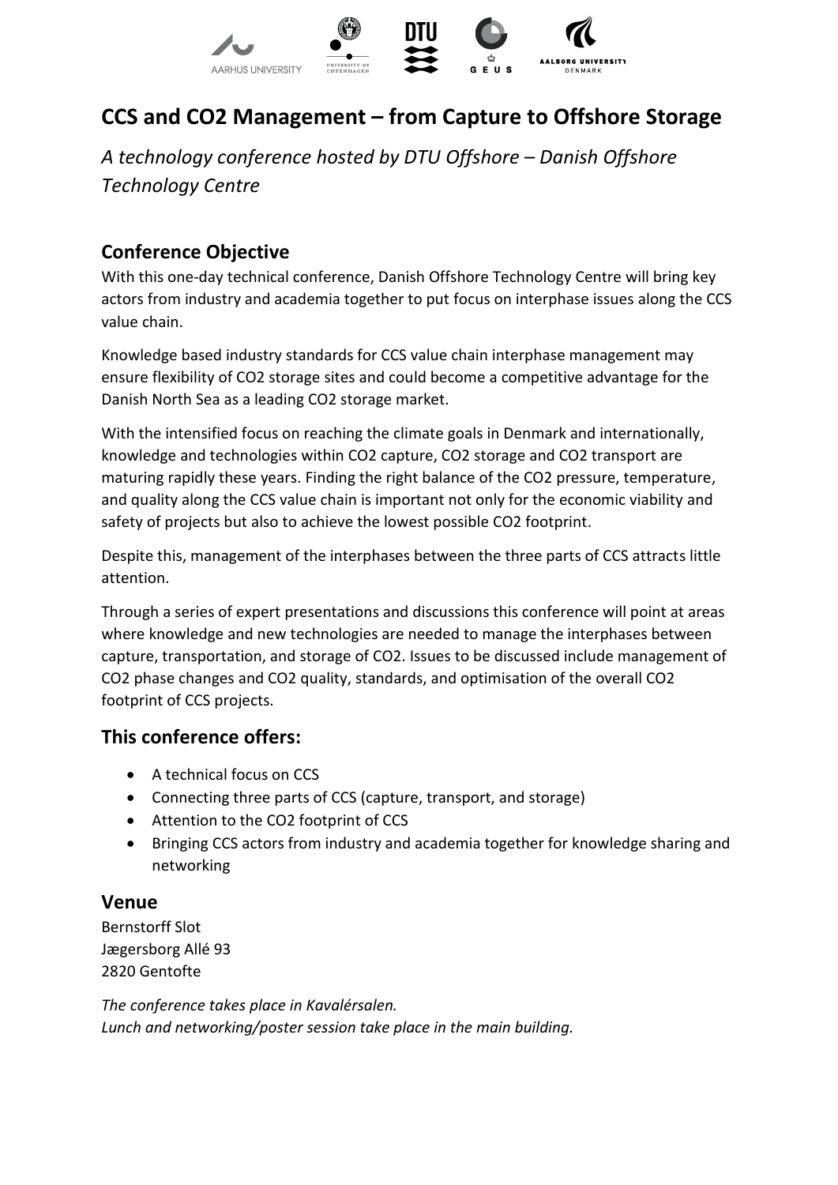# CCS and CO2 Management – from Capture to Offshore Storage

*A technology conference hosted by DTU Offshore – Danish Offshore Technology Centre*

## Conference Objective

With this one-day technical conference, Danish Offshore Technology Centre will bring key actors from industry and academia together to put focus on interphase issues along the CCS value chain.

Knowledge based industry standards for CCS value chain interphase management may ensure flexibility of CO2 storage sites and could become a competitive advantage for the Danish North Sea as a leading CO2 storage market.

With the intensified focus on reaching the climate goals in Denmark and internationally, knowledge and technologies within CO2 capture, CO2 storage and CO2 transport are maturing rapidly these years. Finding the right balance of the CO2 pressure, temperature, and quality along the CCS value chain is important not only for the economic viability and safety of projects but also to achieve the lowest possible CO2 footprint.

Despite this, management of the interphases between the three parts of CCS attracts little attention.

Through a series of expert presentations and discussions this conference will point at areas where knowledge and new technologies are needed to manage the interphases between capture, transportation, and storage of CO2. Issues to be discussed include management of CO2 phase changes and CO2 quality, standards, and optimisation of the overall CO2 footprint of CCS projects.

## This conference offers:

- A technical focus on CCS
- Connecting three parts of CCS (capture, transport, and storage)
- Attention to the CO2 footprint of CCS
- Bringing CCS actors from industry and academia together for knowledge sharing and networking

## Venue

Bernstorff Slot
Jægersborg Allé 93
2820 Gentofte

*The conference takes place in Kavalérsalen.*
*Lunch and networking/poster session take place in the main building.*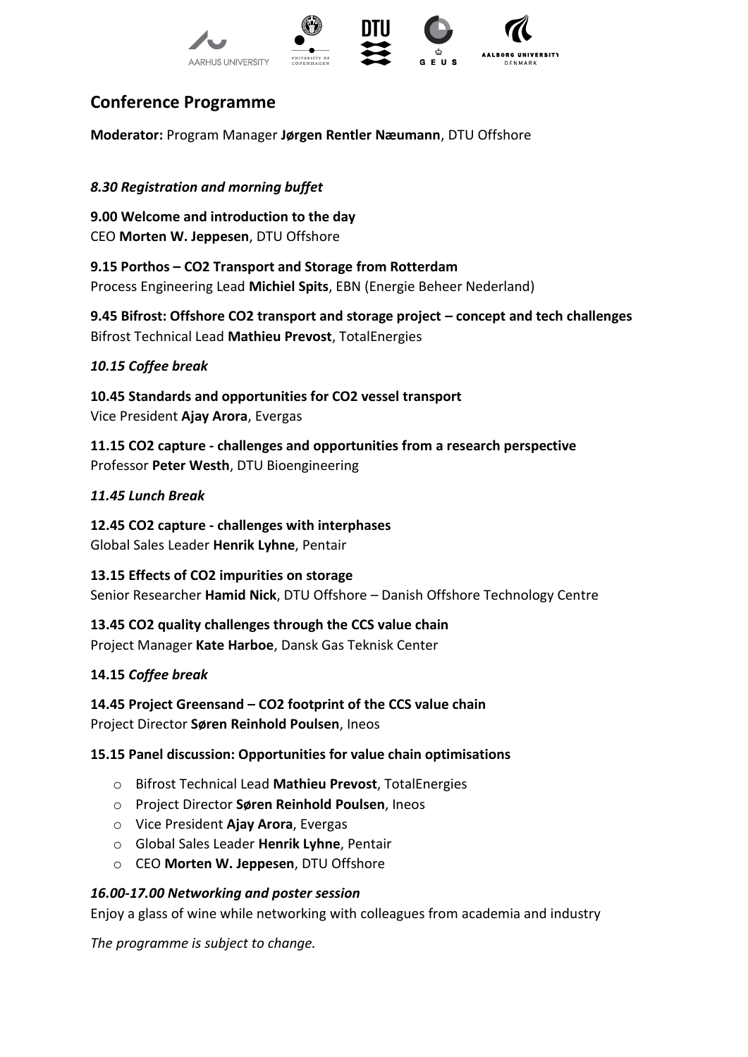## Conference Programme

**Moderator:** Program Manager **Jørgen Rentler Næumann**, DTU Offshore

***8.30 Registration and morning buffet***

**9.00 Welcome and introduction to the day**
CEO **Morten W. Jeppesen**, DTU Offshore

**9.15 Porthos – CO2 Transport and Storage from Rotterdam**
Process Engineering Lead **Michiel Spits**, EBN (Energie Beheer Nederland)

**9.45 Bifrost: Offshore CO2 transport and storage project – concept and tech challenges**
Bifrost Technical Lead **Mathieu Prevost**, TotalEnergies

***10.15 Coffee break***

**10.45 Standards and opportunities for CO2 vessel transport**
Vice President **Ajay Arora**, Evergas

**11.15 CO2 capture - challenges and opportunities from a research perspective**
Professor **Peter Westh**, DTU Bioengineering

***11.45 Lunch Break***

**12.45 CO2 capture - challenges with interphases**
Global Sales Leader **Henrik Lyhne**, Pentair

**13.15 Effects of CO2 impurities on storage**
Senior Researcher **Hamid Nick**, DTU Offshore – Danish Offshore Technology Centre

**13.45 CO2 quality challenges through the CCS value chain**
Project Manager **Kate Harboe**, Dansk Gas Teknisk Center

**14.15** ***Coffee break***

**14.45 Project Greensand – CO2 footprint of the CCS value chain**
Project Director **Søren Reinhold Poulsen**, Ineos

**15.15 Panel discussion: Opportunities for value chain optimisations**

- Bifrost Technical Lead **Mathieu Prevost**, TotalEnergies
- Project Director **Søren Reinhold Poulsen**, Ineos
- Vice President **Ajay Arora**, Evergas
- Global Sales Leader **Henrik Lyhne**, Pentair
- CEO **Morten W. Jeppesen**, DTU Offshore

***16.00-17.00 Networking and poster session***
Enjoy a glass of wine while networking with colleagues from academia and industry

*The programme is subject to change.*